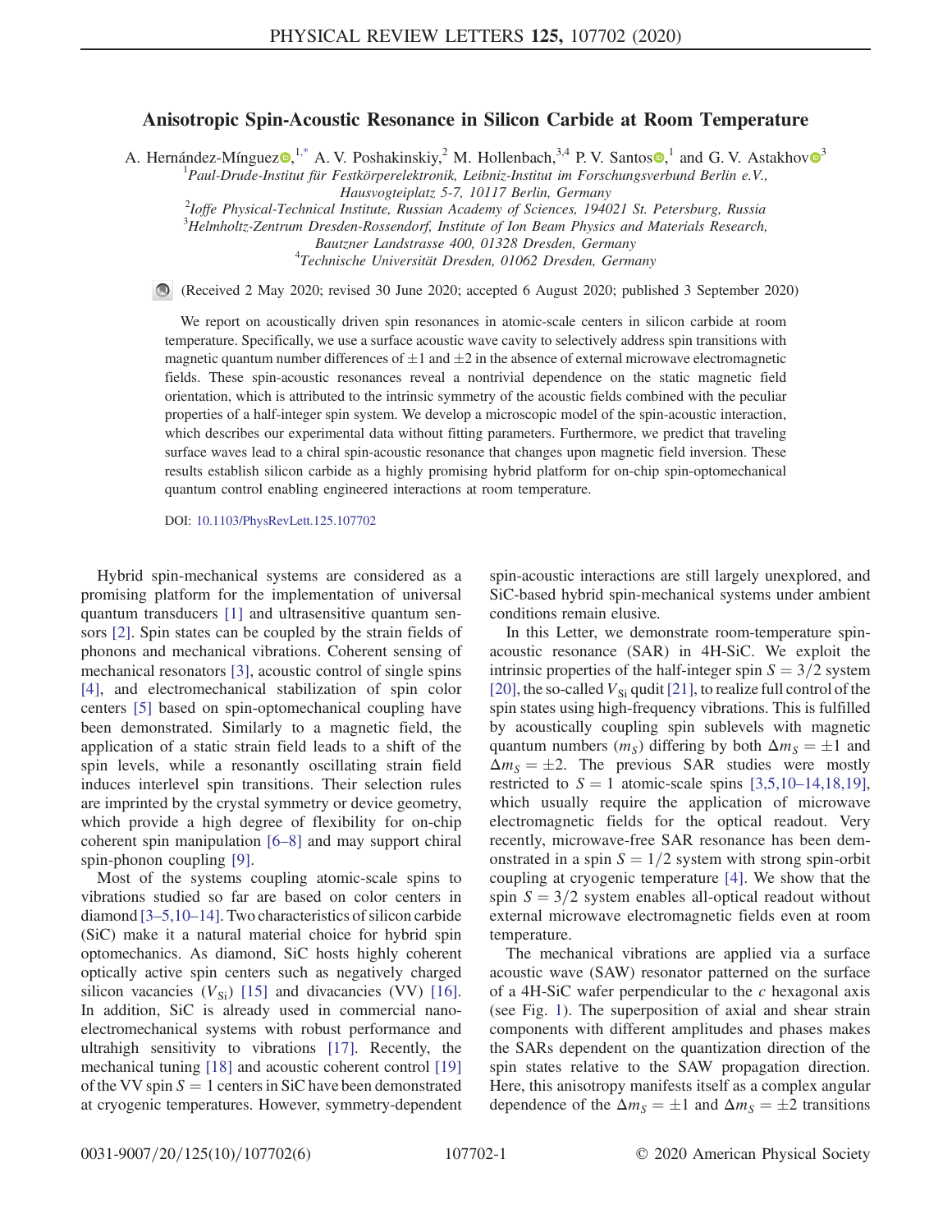# Anisotropic Spin-Acoustic Resonance in Silicon Carbide at Room Temperature

A. Hernández-Mínguez,[1,*] A. V. Poshakinskiy,[2] M. Hollenbach,[3,4] P. V. Santos,[1] and G. V. Astakhov[3]

[1] Paul-Drude-Institut für Festkörperelektronik, Leibniz-Institut im Forschungsverbund Berlin e.V., Hausvogteiplatz 5-7, 10117 Berlin, Germany

[2] Ioffe Physical-Technical Institute, Russian Academy of Sciences, 194021 St. Petersburg, Russia

[3] Helmholtz-Zentrum Dresden-Rossendorf, Institute of Ion Beam Physics and Materials Research, Bautzner Landstrasse 400, 01328 Dresden, Germany

[4] Technische Universität Dresden, 01062 Dresden, Germany

(Received 2 May 2020; revised 30 June 2020; accepted 6 August 2020; published 3 September 2020)

We report on acoustically driven spin resonances in atomic-scale centers in silicon carbide at room temperature. Specifically, we use a surface acoustic wave cavity to selectively address spin transitions with magnetic quantum number differences of $\pm 1$ and $\pm 2$ in the absence of external microwave electromagnetic fields. These spin-acoustic resonances reveal a nontrivial dependence on the static magnetic field orientation, which is attributed to the intrinsic symmetry of the acoustic fields combined with the peculiar properties of a half-integer spin system. We develop a microscopic model of the spin-acoustic interaction, which describes our experimental data without fitting parameters. Furthermore, we predict that traveling surface waves lead to a chiral spin-acoustic resonance that changes upon magnetic field inversion. These results establish silicon carbide as a highly promising hybrid platform for on-chip spin-optomechanical quantum control enabling engineered interactions at room temperature.

DOI: 10.1103/PhysRevLett.125.107702

Hybrid spin-mechanical systems are considered as a promising platform for the implementation of universal quantum transducers [1] and ultrasensitive quantum sensors [2]. Spin states can be coupled by the strain fields of phonons and mechanical vibrations. Coherent sensing of mechanical resonators [3], acoustic control of single spins [4], and electromechanical stabilization of spin color centers [5] based on spin-optomechanical coupling have been demonstrated. Similarly to a magnetic field, the application of a static strain field leads to a shift of the spin levels, while a resonantly oscillating strain field induces interlevel spin transitions. Their selection rules are imprinted by the crystal symmetry or device geometry, which provide a high degree of flexibility for on-chip coherent spin manipulation [6–8] and may support chiral spin-phonon coupling [9].

Most of the systems coupling atomic-scale spins to vibrations studied so far are based on color centers in diamond [3–5,10–14]. Two characteristics of silicon carbide (SiC) make it a natural material choice for hybrid spin optomechanics. As diamond, SiC hosts highly coherent optically active spin centers such as negatively charged silicon vacancies ($V_{\rm Si}$) [15] and divacancies (VV) [16]. In addition, SiC is already used in commercial nanoelectromechanical systems with robust performance and ultrahigh sensitivity to vibrations [17]. Recently, the mechanical tuning [18] and acoustic coherent control [19] of the VV spin $S = 1$ centers in SiC have been demonstrated at cryogenic temperatures. However, symmetry-dependent spin-acoustic interactions are still largely unexplored, and SiC-based hybrid spin-mechanical systems under ambient conditions remain elusive.

In this Letter, we demonstrate room-temperature spin-acoustic resonance (SAR) in 4H-SiC. We exploit the intrinsic properties of the half-integer spin $S = 3/2$ system [20], the so-called $V_{\rm Si}$ qudit [21], to realize full control of the spin states using high-frequency vibrations. This is fulfilled by acoustically coupling spin sublevels with magnetic quantum numbers ($m_S$) differing by both $\Delta m_S = \pm 1$ and $\Delta m_S = \pm 2$. The previous SAR studies were mostly restricted to $S = 1$ atomic-scale spins [3,5,10–14,18,19], which usually require the application of microwave electromagnetic fields for the optical readout. Very recently, microwave-free SAR resonance has been demonstrated in a spin $S = 1/2$ system with strong spin-orbit coupling at cryogenic temperature [4]. We show that the spin $S = 3/2$ system enables all-optical readout without external microwave electromagnetic fields even at room temperature.

The mechanical vibrations are applied via a surface acoustic wave (SAW) resonator patterned on the surface of a 4H-SiC wafer perpendicular to the $c$ hexagonal axis (see Fig. 1). The superposition of axial and shear strain components with different amplitudes and phases makes the SARs dependent on the quantization direction of the spin states relative to the SAW propagation direction. Here, this anisotropy manifests itself as a complex angular dependence of the $\Delta m_S = \pm 1$ and $\Delta m_S = \pm 2$ transitions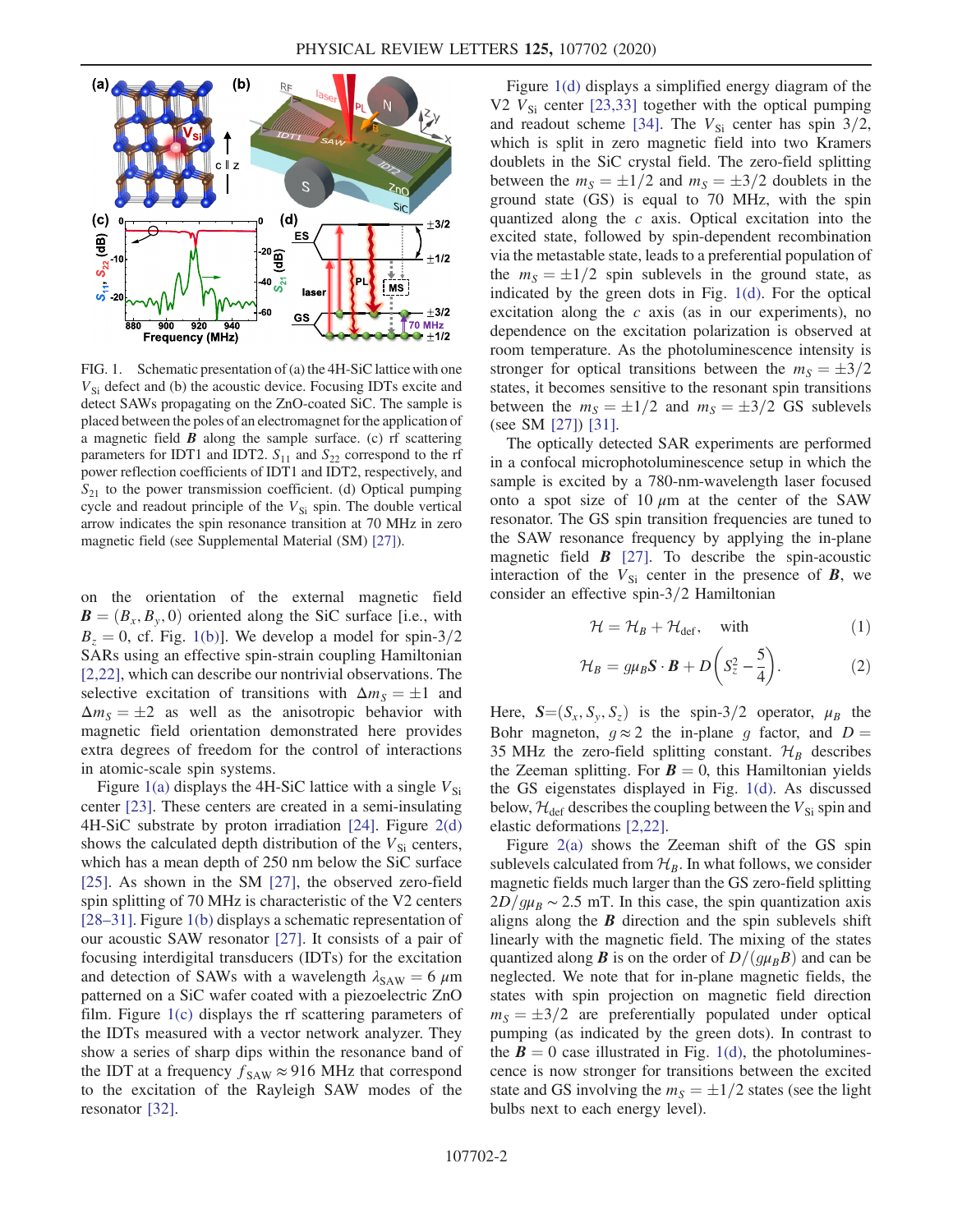FIG. 1. Schematic presentation of (a) the 4H-SiC lattice with one $V_{\mathrm{Si}}$ defect and (b) the acoustic device. Focusing IDTs excite and detect SAWs propagating on the ZnO-coated SiC. The sample is placed between the poles of an electromagnet for the application of a magnetic field $\boldsymbol{B}$ along the sample surface. (c) rf scattering parameters for IDT1 and IDT2. $S_{11}$ and $S_{22}$ correspond to the rf power reflection coefficients of IDT1 and IDT2, respectively, and $S_{21}$ to the power transmission coefficient. (d) Optical pumping cycle and readout principle of the $V_{\mathrm{Si}}$ spin. The double vertical arrow indicates the spin resonance transition at 70 MHz in zero magnetic field (see Supplemental Material (SM) [27]).

on the orientation of the external magnetic field $\boldsymbol{B} = (B_x, B_y, 0)$ oriented along the SiC surface [i.e., with $B_z = 0$, cf. Fig. 1(b)]. We develop a model for spin-3/2 SARs using an effective spin-strain coupling Hamiltonian [2,22], which can describe our nontrivial observations. The selective excitation of transitions with $\Delta m_S = \pm 1$ and $\Delta m_S = \pm 2$ as well as the anisotropic behavior with magnetic field orientation demonstrated here provides extra degrees of freedom for the control of interactions in atomic-scale spin systems.

Figure 1(a) displays the 4H-SiC lattice with a single $V_{\mathrm{Si}}$ center [23]. These centers are created in a semi-insulating 4H-SiC substrate by proton irradiation [24]. Figure 2(d) shows the calculated depth distribution of the $V_{\mathrm{Si}}$ centers, which has a mean depth of 250 nm below the SiC surface [25]. As shown in the SM [27], the observed zero-field spin splitting of 70 MHz is characteristic of the V2 centers [28–31]. Figure 1(b) displays a schematic representation of our acoustic SAW resonator [27]. It consists of a pair of focusing interdigital transducers (IDTs) for the excitation and detection of SAWs with a wavelength $\lambda_{\mathrm{SAW}} = 6\ \mu$m patterned on a SiC wafer coated with a piezoelectric ZnO film. Figure 1(c) displays the rf scattering parameters of the IDTs measured with a vector network analyzer. They show a series of sharp dips within the resonance band of the IDT at a frequency $f_{\mathrm{SAW}} \approx 916$ MHz that correspond to the excitation of the Rayleigh SAW modes of the resonator [32].

Figure 1(d) displays a simplified energy diagram of the V2 $V_{\mathrm{Si}}$ center [23,33] together with the optical pumping and readout scheme [34]. The $V_{\mathrm{Si}}$ center has spin 3/2, which is split in zero magnetic field into two Kramers doublets in the SiC crystal field. The zero-field splitting between the $m_S = \pm 1/2$ and $m_S = \pm 3/2$ doublets in the ground state (GS) is equal to 70 MHz, with the spin quantized along the $c$ axis. Optical excitation into the excited state, followed by spin-dependent recombination via the metastable state, leads to a preferential population of the $m_S = \pm 1/2$ spin sublevels in the ground state, as indicated by the green dots in Fig. 1(d). For the optical excitation along the $c$ axis (as in our experiments), no dependence on the excitation polarization is observed at room temperature. As the photoluminescence intensity is stronger for optical transitions between the $m_S = \pm 3/2$ states, it becomes sensitive to the resonant spin transitions between the $m_S = \pm 1/2$ and $m_S = \pm 3/2$ GS sublevels (see SM [27]) [31].

The optically detected SAR experiments are performed in a confocal microphotoluminescence setup in which the sample is excited by a 780-nm-wavelength laser focused onto a spot size of 10 $\mu$m at the center of the SAW resonator. The GS spin transition frequencies are tuned to the SAW resonance frequency by applying the in-plane magnetic field $\boldsymbol{B}$ [27]. To describe the spin-acoustic interaction of the $V_{\mathrm{Si}}$ center in the presence of $\boldsymbol{B}$, we consider an effective spin-3/2 Hamiltonian

$$\mathcal{H} = \mathcal{H}_B + \mathcal{H}_{\mathrm{def}}, \quad \text{with} \tag{1}$$

$$\mathcal{H}_B = g\mu_B \boldsymbol{S}\cdot\boldsymbol{B} + D\left(S_z^2 - \frac{5}{4}\right). \tag{2}$$

Here, $\boldsymbol{S}=(S_x, S_y, S_z)$ is the spin-3/2 operator, $\mu_B$ the Bohr magneton, $g \approx 2$ the in-plane $g$ factor, and $D = 35$ MHz the zero-field splitting constant. $\mathcal{H}_B$ describes the Zeeman splitting. For $\boldsymbol{B} = 0$, this Hamiltonian yields the GS eigenstates displayed in Fig. 1(d). As discussed below, $\mathcal{H}_{\mathrm{def}}$ describes the coupling between the $V_{\mathrm{Si}}$ spin and elastic deformations [2,22].

Figure 2(a) shows the Zeeman shift of the GS spin sublevels calculated from $\mathcal{H}_B$. In what follows, we consider magnetic fields much larger than the GS zero-field splitting $2D/g\mu_B \sim 2.5$ mT. In this case, the spin quantization axis aligns along the $\boldsymbol{B}$ direction and the spin sublevels shift linearly with the magnetic field. The mixing of the states quantized along $\boldsymbol{B}$ is on the order of $D/(g\mu_B B)$ and can be neglected. We note that for in-plane magnetic fields, the states with spin projection on magnetic field direction $m_S = \pm 3/2$ are preferentially populated under optical pumping (as indicated by the green dots). In contrast to the $\boldsymbol{B} = 0$ case illustrated in Fig. 1(d), the photoluminescence is now stronger for transitions between the excited state and GS involving the $m_S = \pm 1/2$ states (see the light bulbs next to each energy level).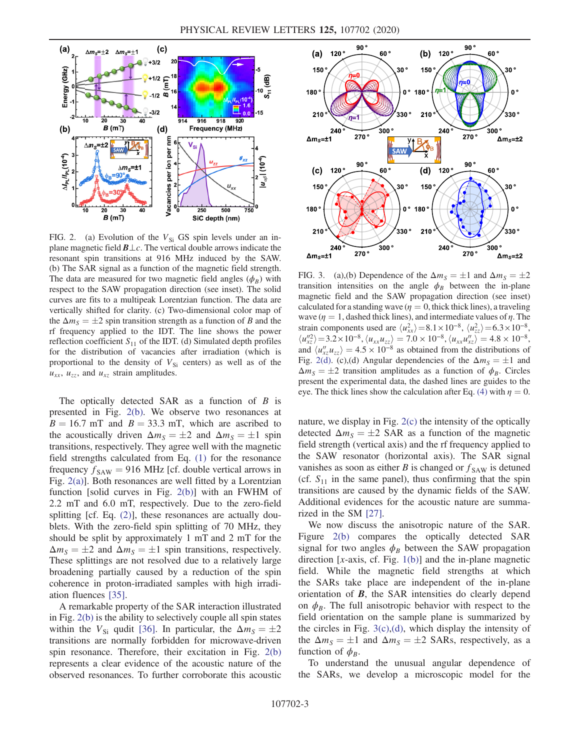FIG. 2. (a) Evolution of the $V_{\mathrm{Si}}$ GS spin levels under an in-plane magnetic field $\boldsymbol{B} \perp c$. The vertical double arrows indicate the resonant spin transitions at 916 MHz induced by the SAW. (b) The SAR signal as a function of the magnetic field strength. The data are measured for two magnetic field angles ($\phi_B$) with respect to the SAW propagation direction (see inset). The solid curves are fits to a multipeak Lorentzian function. The data are vertically shifted for clarity. (c) Two-dimensional color map of the $\Delta m_S = \pm 2$ spin transition strength as a function of $B$ and the rf frequency applied to the IDT. The line shows the power reflection coefficient $S_{11}$ of the IDT. (d) Simulated depth profiles for the distribution of vacancies after irradiation (which is proportional to the density of $V_{\mathrm{Si}}$ centers) as well as of the $u_{xx}$, $u_{zz}$, and $u_{xz}$ strain amplitudes.

FIG. 3. (a),(b) Dependence of the $\Delta m_S = \pm 1$ and $\Delta m_S = \pm 2$ transition intensities on the angle $\phi_B$ between the in-plane magnetic field and the SAW propagation direction (see inset) calculated for a standing wave ($\eta = 0$, thick thick lines), a traveling wave ($\eta = 1$, dashed thick lines), and intermediate values of $\eta$. The strain components used are $\langle u_{xx}^2 \rangle = 8.1 \times 10^{-8}$, $\langle u_{zz}^2 \rangle = 6.3 \times 10^{-8}$, $\langle u_{xz}''^2 \rangle = 3.2 \times 10^{-8}$, $\langle u_{xx} u_{zz} \rangle = 7.0 \times 10^{-8}$, $\langle u_{xx} u_{xz}'' \rangle = 4.8 \times 10^{-8}$, and $\langle u_{xz}'' u_{zz} \rangle = 4.5 \times 10^{-8}$ as obtained from the distributions of Fig. 2(d). (c),(d) Angular dependencies of the $\Delta m_S = \pm 1$ and $\Delta m_S = \pm 2$ transition amplitudes as a function of $\phi_B$. Circles present the experimental data, the dashed lines are guides to the eye. The thick lines show the calculation after Eq. (4) with $\eta = 0$.

The optically detected SAR as a function of $B$ is presented in Fig. 2(b). We observe two resonances at $B = 16.7$ mT and $B = 33.3$ mT, which are ascribed to the acoustically driven $\Delta m_S = \pm 2$ and $\Delta m_S = \pm 1$ spin transitions, respectively. They agree well with the magnetic field strengths calculated from Eq. (1) for the resonance frequency $f_{\mathrm{SAW}} = 916$ MHz [cf. double vertical arrows in Fig. 2(a)]. Both resonances are well fitted by a Lorentzian function [solid curves in Fig. 2(b)] with an FWHM of 2.2 mT and 6.0 mT, respectively. Due to the zero-field splitting [cf. Eq. (2)], these resonances are actually doublets. With the zero-field spin splitting of 70 MHz, they should be split by approximately 1 mT and 2 mT for the $\Delta m_S = \pm 2$ and $\Delta m_S = \pm 1$ spin transitions, respectively. These splittings are not resolved due to a relatively large broadening partially caused by a reduction of the spin coherence in proton-irradiated samples with high irradiation fluences [35].

A remarkable property of the SAR interaction illustrated in Fig. 2(b) is the ability to selectively couple all spin states within the $V_{\mathrm{Si}}$ qudit [36]. In particular, the $\Delta m_S = \pm 2$ transitions are normally forbidden for microwave-driven spin resonance. Therefore, their excitation in Fig. 2(b) represents a clear evidence of the acoustic nature of the observed resonances. To further corroborate this acoustic nature, we display in Fig. 2(c) the intensity of the optically detected $\Delta m_S = \pm 2$ SAR as a function of the magnetic field strength (vertical axis) and the rf frequency applied to the SAW resonator (horizontal axis). The SAR signal vanishes as soon as either $B$ is changed or $f_{\mathrm{SAW}}$ is detuned (cf. $S_{11}$ in the same panel), thus confirming that the spin transitions are caused by the dynamic fields of the SAW. Additional evidences for the acoustic nature are summarized in the SM [27].

We now discuss the anisotropic nature of the SAR. Figure 2(b) compares the optically detected SAR signal for two angles $\phi_B$ between the SAW propagation direction [$x$-axis, cf. Fig. 1(b)] and the in-plane magnetic field. While the magnetic field strengths at which the SARs take place are independent of the in-plane orientation of $\boldsymbol{B}$, the SAR intensities do clearly depend on $\phi_B$. The full anisotropic behavior with respect to the field orientation on the sample plane is summarized by the circles in Fig. 3(c),(d), which display the intensity of the $\Delta m_S = \pm 1$ and $\Delta m_S = \pm 2$ SARs, respectively, as a function of $\phi_B$.

To understand the unusual angular dependence of the SARs, we develop a microscopic model for the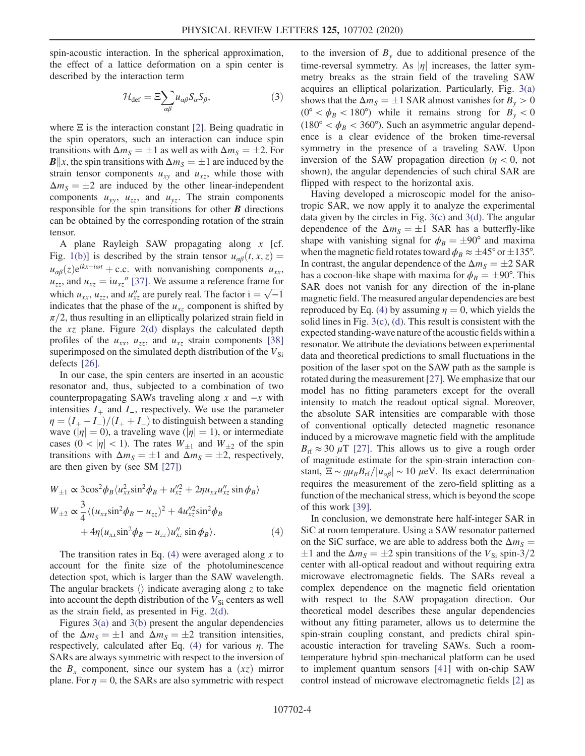spin-acoustic interaction. In the spherical approximation, the effect of a lattice deformation on a spin center is described by the interaction term

$$\mathcal{H}_{\rm def} = \Xi \sum_{\alpha\beta} u_{\alpha\beta} S_\alpha S_\beta, \tag{3}$$

where $\Xi$ is the interaction constant [2]. Being quadratic in the spin operators, such an interaction can induce spin transitions with $\Delta m_S = \pm 1$ as well as with $\Delta m_S = \pm 2$. For $\boldsymbol{B} \| x$, the spin transitions with $\Delta m_S = \pm 1$ are induced by the strain tensor components $u_{xy}$ and $u_{xz}$, while those with $\Delta m_S = \pm 2$ are induced by the other linear-independent components $u_{yy}$, $u_{zz}$, and $u_{yz}$. The strain components responsible for the spin transitions for other $\boldsymbol{B}$ directions can be obtained by the corresponding rotation of the strain tensor.

A plane Rayleigh SAW propagating along $x$ [cf. Fig. 1(b)] is described by the strain tensor $u_{\alpha\beta}(t,x,z) = u_{\alpha\beta}(z) e^{ikx - i\omega t} + {\rm c.c.}$ with nonvanishing components $u_{xx}$, $u_{zz}$, and $u_{xz} = {\rm i} u_{xz}''$ [37]. We assume a reference frame for which $u_{xx}$, $u_{zz}$, and $u_{xz}''$ are purely real. The factor ${\rm i} = \sqrt{-1}$ indicates that the phase of the $u_{xz}$ component is shifted by $\pi/2$, thus resulting in an elliptically polarized strain field in the $xz$ plane. Figure 2(d) displays the calculated depth profiles of the $u_{xx}$, $u_{zz}$, and $u_{xz}$ strain components [38] superimposed on the simulated depth distribution of the $V_{\rm Si}$ defects [26].

In our case, the spin centers are inserted in an acoustic resonator and, thus, subjected to a combination of two counterpropagating SAWs traveling along $x$ and $-x$ with intensities $I_+$ and $I_-$, respectively. We use the parameter $\eta = (I_+ - I_-)/(I_+ + I_-)$ to distinguish between a standing wave ($|\eta| = 0$), a traveling wave ($|\eta| = 1$), or intermediate cases ($0 < |\eta| < 1$). The rates $W_{\pm 1}$ and $W_{\pm 2}$ of the spin transitions with $\Delta m_S = \pm 1$ and $\Delta m_S = \pm 2$, respectively, are then given by (see SM [27])

$$W_{\pm 1} \propto 3\cos^2\phi_B \langle u_{xx}^2 \sin^2\phi_B + u_{xz}''^2 + 2\eta u_{xx} u_{xz}'' \sin\phi_B \rangle$$

$$W_{\pm 2} \propto \frac{3}{4} \langle (u_{xx}\sin^2\phi_B - u_{zz})^2 + 4u_{xz}''^2 \sin^2\phi_B + 4\eta (u_{xx}\sin^2\phi_B - u_{zz}) u_{xz}'' \sin\phi_B \rangle. \tag{4}$$

The transition rates in Eq. (4) were averaged along $x$ to account for the finite size of the photoluminescence detection spot, which is larger than the SAW wavelength. The angular brackets $\langle\rangle$ indicate averaging along $z$ to take into account the depth distribution of the $V_{\rm Si}$ centers as well as the strain field, as presented in Fig. 2(d).

Figures 3(a) and 3(b) present the angular dependencies of the $\Delta m_S = \pm 1$ and $\Delta m_S = \pm 2$ transition intensities, respectively, calculated after Eq. (4) for various $\eta$. The SARs are always symmetric with respect to the inversion of the $B_x$ component, since our system has a $(xz)$ mirror plane. For $\eta = 0$, the SARs are also symmetric with respect to the inversion of $B_y$ due to additional presence of the time-reversal symmetry. As $|\eta|$ increases, the latter symmetry breaks as the strain field of the traveling SAW acquires an elliptical polarization. Particularly, Fig. 3(a) shows that the $\Delta m_S = \pm 1$ SAR almost vanishes for $B_y > 0$ ($0° < \phi_B < 180°$) while it remains strong for $B_y < 0$ ($180° < \phi_B < 360°$). Such an asymmetric angular dependence is a clear evidence of the broken time-reversal symmetry in the presence of a traveling SAW. Upon inversion of the SAW propagation direction ($\eta < 0$, not shown), the angular dependencies of such chiral SAR are flipped with respect to the horizontal axis.

Having developed a microscopic model for the anisotropic SAR, we now apply it to analyze the experimental data given by the circles in Fig. 3(c) and 3(d). The angular dependence of the $\Delta m_S = \pm 1$ SAR has a butterfly-like shape with vanishing signal for $\phi_B = \pm 90°$ and maxima when the magnetic field rotates toward $\phi_B \approx \pm 45°$ or $\pm 135°$. In contrast, the angular dependence of the $\Delta m_S = \pm 2$ SAR has a cocoon-like shape with maxima for $\phi_B = \pm 90°$. This SAR does not vanish for any direction of the in-plane magnetic field. The measured angular dependencies are best reproduced by Eq. (4) by assuming $\eta = 0$, which yields the solid lines in Fig. 3(c), (d). This result is consistent with the expected standing-wave nature of the acoustic fields within a resonator. We attribute the deviations between experimental data and theoretical predictions to small fluctuations in the position of the laser spot on the SAW path as the sample is rotated during the measurement [27]. We emphasize that our model has no fitting parameters except for the overall intensity to match the readout optical signal. Moreover, the absolute SAR intensities are comparable with those of conventional optically detected magnetic resonance induced by a microwave magnetic field with the amplitude $B_{\rm rf} \approx 30\ \mu$T [27]. This allows us to give a rough order of magnitude estimate for the spin-strain interaction constant, $\Xi \sim g\mu_B B_{\rm rf}/|u_{\alpha\beta}| \sim 10\ \mu$eV. Its exact determination requires the measurement of the zero-field splitting as a function of the mechanical stress, which is beyond the scope of this work [39].

In conclusion, we demonstrate here half-integer SAR in SiC at room temperature. Using a SAW resonator patterned on the SiC surface, we are able to address both the $\Delta m_S = \pm 1$ and the $\Delta m_S = \pm 2$ spin transitions of the $V_{\rm Si}$ spin-3/2 center with all-optical readout and without requiring extra microwave electromagnetic fields. The SARs reveal a complex dependence on the magnetic field orientation with respect to the SAW propagation direction. Our theoretical model describes these angular dependencies without any fitting parameter, allows us to determine the spin-strain coupling constant, and predicts chiral spin-acoustic interaction for traveling SAWs. Such a room-temperature hybrid spin-mechanical platform can be used to implement quantum sensors [41] with on-chip SAW control instead of microwave electromagnetic fields [2] as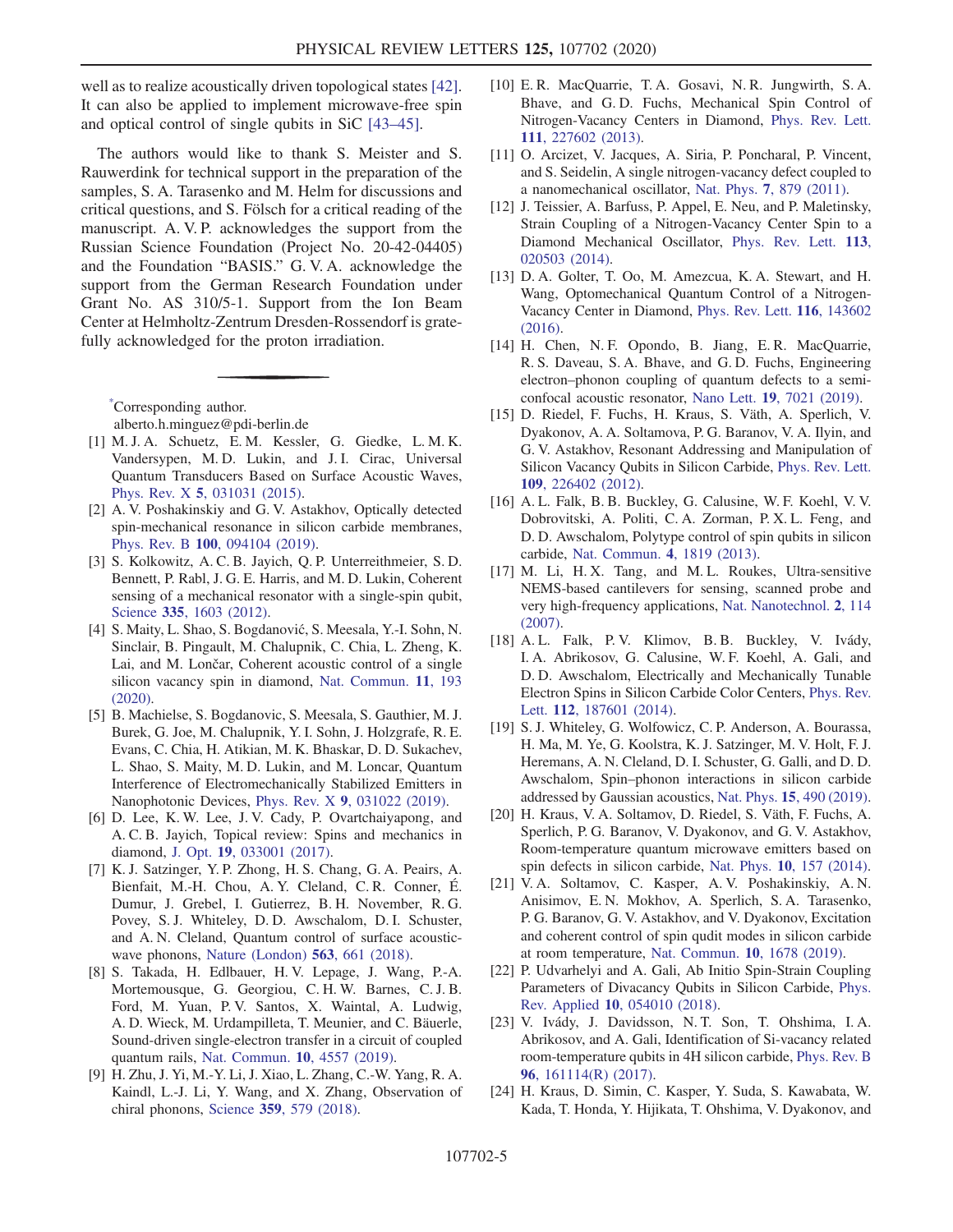well as to realize acoustically driven topological states [42]. It can also be applied to implement microwave-free spin and optical control of single qubits in SiC [43–45].

The authors would like to thank S. Meister and S. Rauwerdink for technical support in the preparation of the samples, S. A. Tarasenko and M. Helm for discussions and critical questions, and S. Fölsch for a critical reading of the manuscript. A. V. P. acknowledges the support from the Russian Science Foundation (Project No. 20-42-04405) and the Foundation "BASIS." G. V. A. acknowledge the support from the German Research Foundation under Grant No. AS 310/5-1. Support from the Ion Beam Center at Helmholtz-Zentrum Dresden-Rossendorf is gratefully acknowledged for the proton irradiation.

---

[*]Corresponding author.
alberto.h.minguez@pdi-berlin.de

[1] M. J. A. Schuetz, E. M. Kessler, G. Giedke, L. M. K. Vandersypen, M. D. Lukin, and J. I. Cirac, Universal Quantum Transducers Based on Surface Acoustic Waves, Phys. Rev. X **5**, 031031 (2015).

[2] A. V. Poshakinskiy and G. V. Astakhov, Optically detected spin-mechanical resonance in silicon carbide membranes, Phys. Rev. B **100**, 094104 (2019).

[3] S. Kolkowitz, A. C. B. Jayich, Q. P. Unterreithmeier, S. D. Bennett, P. Rabl, J. G. E. Harris, and M. D. Lukin, Coherent sensing of a mechanical resonator with a single-spin qubit, Science **335**, 1603 (2012).

[4] S. Maity, L. Shao, S. Bogdanović, S. Meesala, Y.-I. Sohn, N. Sinclair, B. Pingault, M. Chalupnik, C. Chia, L. Zheng, K. Lai, and M. Lončar, Coherent acoustic control of a single silicon vacancy spin in diamond, Nat. Commun. **11**, 193 (2020).

[5] B. Machielse, S. Bogdanovic, S. Meesala, S. Gauthier, M. J. Burek, G. Joe, M. Chalupnik, Y. I. Sohn, J. Holzgrafe, R. E. Evans, C. Chia, H. Atikian, M. K. Bhaskar, D. D. Sukachev, L. Shao, S. Maity, M. D. Lukin, and M. Loncar, Quantum Interference of Electromechanically Stabilized Emitters in Nanophotonic Devices, Phys. Rev. X **9**, 031022 (2019).

[6] D. Lee, K. W. Lee, J. V. Cady, P. Ovartchaiyapong, and A. C. B. Jayich, Topical review: Spins and mechanics in diamond, J. Opt. **19**, 033001 (2017).

[7] K. J. Satzinger, Y. P. Zhong, H. S. Chang, G. A. Peairs, A. Bienfait, M.-H. Chou, A. Y. Cleland, C. R. Conner, É. Dumur, J. Grebel, I. Gutierrez, B. H. November, R. G. Povey, S. J. Whiteley, D. D. Awschalom, D. I. Schuster, and A. N. Cleland, Quantum control of surface acoustic-wave phonons, Nature (London) **563**, 661 (2018).

[8] S. Takada, H. Edlbauer, H. V. Lepage, J. Wang, P.-A. Mortemousque, G. Georgiou, C. H. W. Barnes, C. J. B. Ford, M. Yuan, P. V. Santos, X. Waintal, A. Ludwig, A. D. Wieck, M. Urdampilleta, T. Meunier, and C. Bäuerle, Sound-driven single-electron transfer in a circuit of coupled quantum rails, Nat. Commun. **10**, 4557 (2019).

[9] H. Zhu, J. Yi, M.-Y. Li, J. Xiao, L. Zhang, C.-W. Yang, R. A. Kaindl, L.-J. Li, Y. Wang, and X. Zhang, Observation of chiral phonons, Science **359**, 579 (2018).

[10] E. R. MacQuarrie, T. A. Gosavi, N. R. Jungwirth, S. A. Bhave, and G. D. Fuchs, Mechanical Spin Control of Nitrogen-Vacancy Centers in Diamond, Phys. Rev. Lett. **111**, 227602 (2013).

[11] O. Arcizet, V. Jacques, A. Siria, P. Poncharal, P. Vincent, and S. Seidelin, A single nitrogen-vacancy defect coupled to a nanomechanical oscillator, Nat. Phys. **7**, 879 (2011).

[12] J. Teissier, A. Barfuss, P. Appel, E. Neu, and P. Maletinsky, Strain Coupling of a Nitrogen-Vacancy Center Spin to a Diamond Mechanical Oscillator, Phys. Rev. Lett. **113**, 020503 (2014).

[13] D. A. Golter, T. Oo, M. Amezcua, K. A. Stewart, and H. Wang, Optomechanical Quantum Control of a Nitrogen-Vacancy Center in Diamond, Phys. Rev. Lett. **116**, 143602 (2016).

[14] H. Chen, N. F. Opondo, B. Jiang, E. R. MacQuarrie, R. S. Daveau, S. A. Bhave, and G. D. Fuchs, Engineering electron–phonon coupling of quantum defects to a semiconfocal acoustic resonator, Nano Lett. **19**, 7021 (2019).

[15] D. Riedel, F. Fuchs, H. Kraus, S. Väth, A. Sperlich, V. Dyakonov, A. A. Soltamova, P. G. Baranov, V. A. Ilyin, and G. V. Astakhov, Resonant Addressing and Manipulation of Silicon Vacancy Qubits in Silicon Carbide, Phys. Rev. Lett. **109**, 226402 (2012).

[16] A. L. Falk, B. B. Buckley, G. Calusine, W. F. Koehl, V. V. Dobrovitski, A. Politi, C. A. Zorman, P. X. L. Feng, and D. D. Awschalom, Polytype control of spin qubits in silicon carbide, Nat. Commun. **4**, 1819 (2013).

[17] M. Li, H. X. Tang, and M. L. Roukes, Ultra-sensitive NEMS-based cantilevers for sensing, scanned probe and very high-frequency applications, Nat. Nanotechnol. **2**, 114 (2007).

[18] A. L. Falk, P. V. Klimov, B. B. Buckley, V. Ivády, I. A. Abrikosov, G. Calusine, W. F. Koehl, A. Gali, and D. D. Awschalom, Electrically and Mechanically Tunable Electron Spins in Silicon Carbide Color Centers, Phys. Rev. Lett. **112**, 187601 (2014).

[19] S. J. Whiteley, G. Wolfowicz, C. P. Anderson, A. Bourassa, H. Ma, M. Ye, G. Koolstra, K. J. Satzinger, M. V. Holt, F. J. Heremans, A. N. Cleland, D. I. Schuster, G. Galli, and D. D. Awschalom, Spin–phonon interactions in silicon carbide addressed by Gaussian acoustics, Nat. Phys. **15**, 490 (2019).

[20] H. Kraus, V. A. Soltamov, D. Riedel, S. Väth, F. Fuchs, A. Sperlich, P. G. Baranov, V. Dyakonov, and G. V. Astakhov, Room-temperature quantum microwave emitters based on spin defects in silicon carbide, Nat. Phys. **10**, 157 (2014).

[21] V. A. Soltamov, C. Kasper, A. V. Poshakinskiy, A. N. Anisimov, E. N. Mokhov, A. Sperlich, S. A. Tarasenko, P. G. Baranov, G. V. Astakhov, and V. Dyakonov, Excitation and coherent control of spin qudit modes in silicon carbide at room temperature, Nat. Commun. **10**, 1678 (2019).

[22] P. Udvarhelyi and A. Gali, Ab Initio Spin-Strain Coupling Parameters of Divacancy Qubits in Silicon Carbide, Phys. Rev. Applied **10**, 054010 (2018).

[23] V. Ivády, J. Davidsson, N. T. Son, T. Ohshima, I. A. Abrikosov, and A. Gali, Identification of Si-vacancy related room-temperature qubits in 4H silicon carbide, Phys. Rev. B **96**, 161114(R) (2017).

[24] H. Kraus, D. Simin, C. Kasper, Y. Suda, S. Kawabata, W. Kada, T. Honda, Y. Hijikata, T. Ohshima, V. Dyakonov, and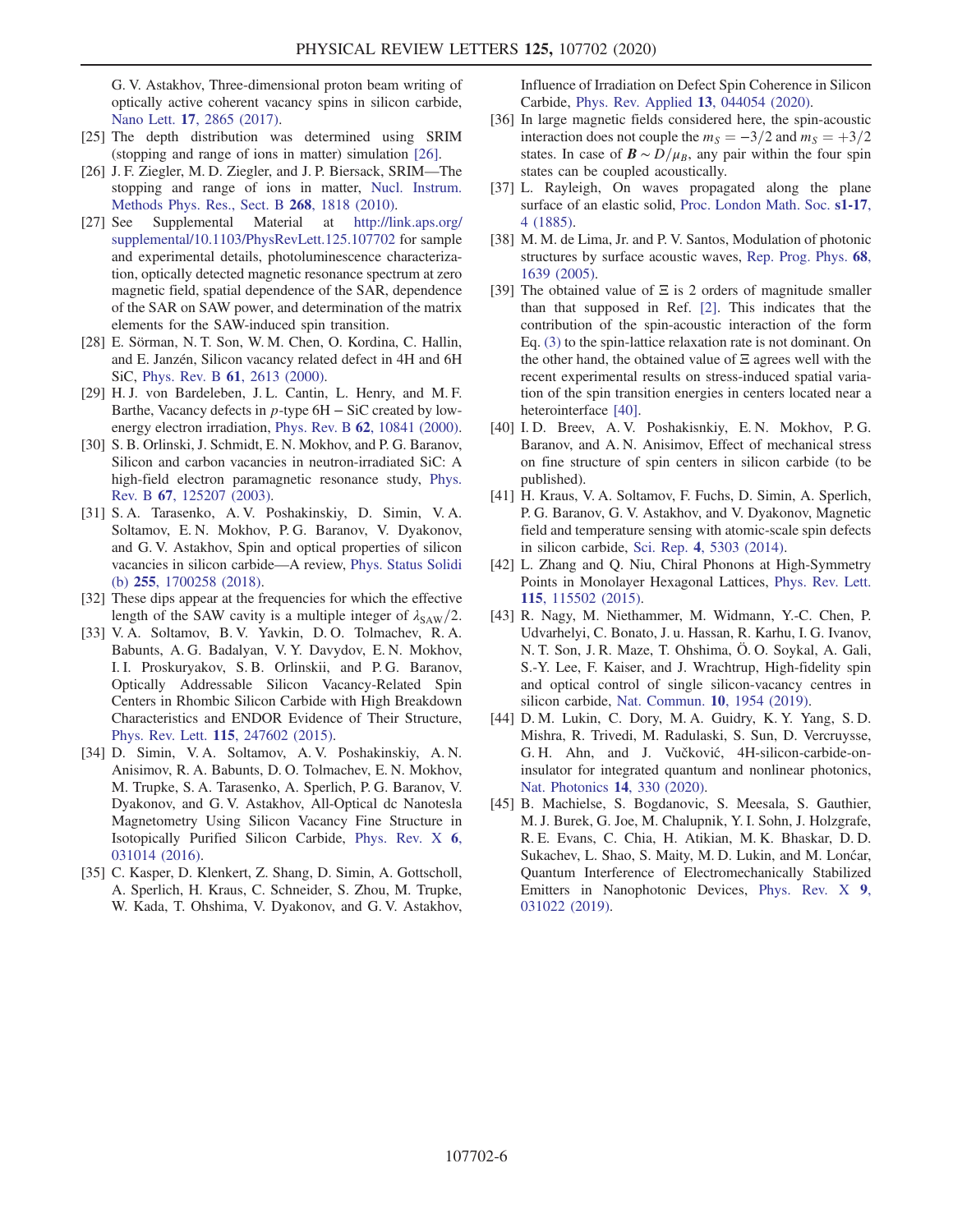G. V. Astakhov, Three-dimensional proton beam writing of optically active coherent vacancy spins in silicon carbide, Nano Lett. **17**, 2865 (2017).

[25] The depth distribution was determined using SRIM (stopping and range of ions in matter) simulation [26].

[26] J. F. Ziegler, M. D. Ziegler, and J. P. Biersack, SRIM—The stopping and range of ions in matter, Nucl. Instrum. Methods Phys. Res., Sect. B **268**, 1818 (2010).

[27] See Supplemental Material at http://link.aps.org/supplemental/10.1103/PhysRevLett.125.107702 for sample and experimental details, photoluminescence characterization, optically detected magnetic resonance spectrum at zero magnetic field, spatial dependence of the SAR, dependence of the SAR on SAW power, and determination of the matrix elements for the SAW-induced spin transition.

[28] E. Sörman, N. T. Son, W. M. Chen, O. Kordina, C. Hallin, and E. Janzén, Silicon vacancy related defect in 4H and 6H SiC, Phys. Rev. B **61**, 2613 (2000).

[29] H. J. von Bardeleben, J. L. Cantin, L. Henry, and M. F. Barthe, Vacancy defects in $p$-type 6H − SiC created by low-energy electron irradiation, Phys. Rev. B **62**, 10841 (2000).

[30] S. B. Orlinski, J. Schmidt, E. N. Mokhov, and P. G. Baranov, Silicon and carbon vacancies in neutron-irradiated SiC: A high-field electron paramagnetic resonance study, Phys. Rev. B **67**, 125207 (2003).

[31] S. A. Tarasenko, A. V. Poshakinskiy, D. Simin, V. A. Soltamov, E. N. Mokhov, P. G. Baranov, V. Dyakonov, and G. V. Astakhov, Spin and optical properties of silicon vacancies in silicon carbide—A review, Phys. Status Solidi (b) **255**, 1700258 (2018).

[32] These dips appear at the frequencies for which the effective length of the SAW cavity is a multiple integer of $\lambda_{\mathrm{SAW}}/2$.

[33] V. A. Soltamov, B. V. Yavkin, D. O. Tolmachev, R. A. Babunts, A. G. Badalyan, V. Y. Davydov, E. N. Mokhov, I. I. Proskuryakov, S. B. Orlinskii, and P. G. Baranov, Optically Addressable Silicon Vacancy-Related Spin Centers in Rhombic Silicon Carbide with High Breakdown Characteristics and ENDOR Evidence of Their Structure, Phys. Rev. Lett. **115**, 247602 (2015).

[34] D. Simin, V. A. Soltamov, A. V. Poshakinskiy, A. N. Anisimov, R. A. Babunts, D. O. Tolmachev, E. N. Mokhov, M. Trupke, S. A. Tarasenko, A. Sperlich, P. G. Baranov, V. Dyakonov, and G. V. Astakhov, All-Optical dc Nanotesla Magnetometry Using Silicon Vacancy Fine Structure in Isotopically Purified Silicon Carbide, Phys. Rev. X **6**, 031014 (2016).

[35] C. Kasper, D. Klenkert, Z. Shang, D. Simin, A. Gottscholl, A. Sperlich, H. Kraus, C. Schneider, S. Zhou, M. Trupke, W. Kada, T. Ohshima, V. Dyakonov, and G. V. Astakhov, Influence of Irradiation on Defect Spin Coherence in Silicon Carbide, Phys. Rev. Applied **13**, 044054 (2020).

[36] In large magnetic fields considered here, the spin-acoustic interaction does not couple the $m_S = -3/2$ and $m_S = +3/2$ states. In case of $\boldsymbol{B} \sim D/\mu_B$, any pair within the four spin states can be coupled acoustically.

[37] L. Rayleigh, On waves propagated along the plane surface of an elastic solid, Proc. London Math. Soc. **s1-17**, 4 (1885).

[38] M. M. de Lima, Jr. and P. V. Santos, Modulation of photonic structures by surface acoustic waves, Rep. Prog. Phys. **68**, 1639 (2005).

[39] The obtained value of $\Xi$ is 2 orders of magnitude smaller than that supposed in Ref. [2]. This indicates that the contribution of the spin-acoustic interaction of the form Eq. (3) to the spin-lattice relaxation rate is not dominant. On the other hand, the obtained value of $\Xi$ agrees well with the recent experimental results on stress-induced spatial variation of the spin transition energies in centers located near a heterointerface [40].

[40] I. D. Breev, A. V. Poshakisnkiy, E. N. Mokhov, P. G. Baranov, and A. N. Anisimov, Effect of mechanical stress on fine structure of spin centers in silicon carbide (to be published).

[41] H. Kraus, V. A. Soltamov, F. Fuchs, D. Simin, A. Sperlich, P. G. Baranov, G. V. Astakhov, and V. Dyakonov, Magnetic field and temperature sensing with atomic-scale spin defects in silicon carbide, Sci. Rep. **4**, 5303 (2014).

[42] L. Zhang and Q. Niu, Chiral Phonons at High-Symmetry Points in Monolayer Hexagonal Lattices, Phys. Rev. Lett. **115**, 115502 (2015).

[43] R. Nagy, M. Niethammer, M. Widmann, Y.-C. Chen, P. Udvarhelyi, C. Bonato, J. u. Hassan, R. Karhu, I. G. Ivanov, N. T. Son, J. R. Maze, T. Ohshima, Ö. O. Soykal, A. Gali, S.-Y. Lee, F. Kaiser, and J. Wrachtrup, High-fidelity spin and optical control of single silicon-vacancy centres in silicon carbide, Nat. Commun. **10**, 1954 (2019).

[44] D. M. Lukin, C. Dory, M. A. Guidry, K. Y. Yang, S. D. Mishra, R. Trivedi, M. Radulaski, S. Sun, D. Vercruysse, G. H. Ahn, and J. Vučković, 4H-silicon-carbide-on-insulator for integrated quantum and nonlinear photonics, Nat. Photonics **14**, 330 (2020).

[45] B. Machielse, S. Bogdanovic, S. Meesala, S. Gauthier, M. J. Burek, G. Joe, M. Chalupnik, Y. I. Sohn, J. Holzgrafe, R. E. Evans, C. Chia, H. Atikian, M. K. Bhaskar, D. D. Sukachev, L. Shao, S. Maity, M. D. Lukin, and M. Lončar, Quantum Interference of Electromechanically Stabilized Emitters in Nanophotonic Devices, Phys. Rev. X **9**, 031022 (2019).